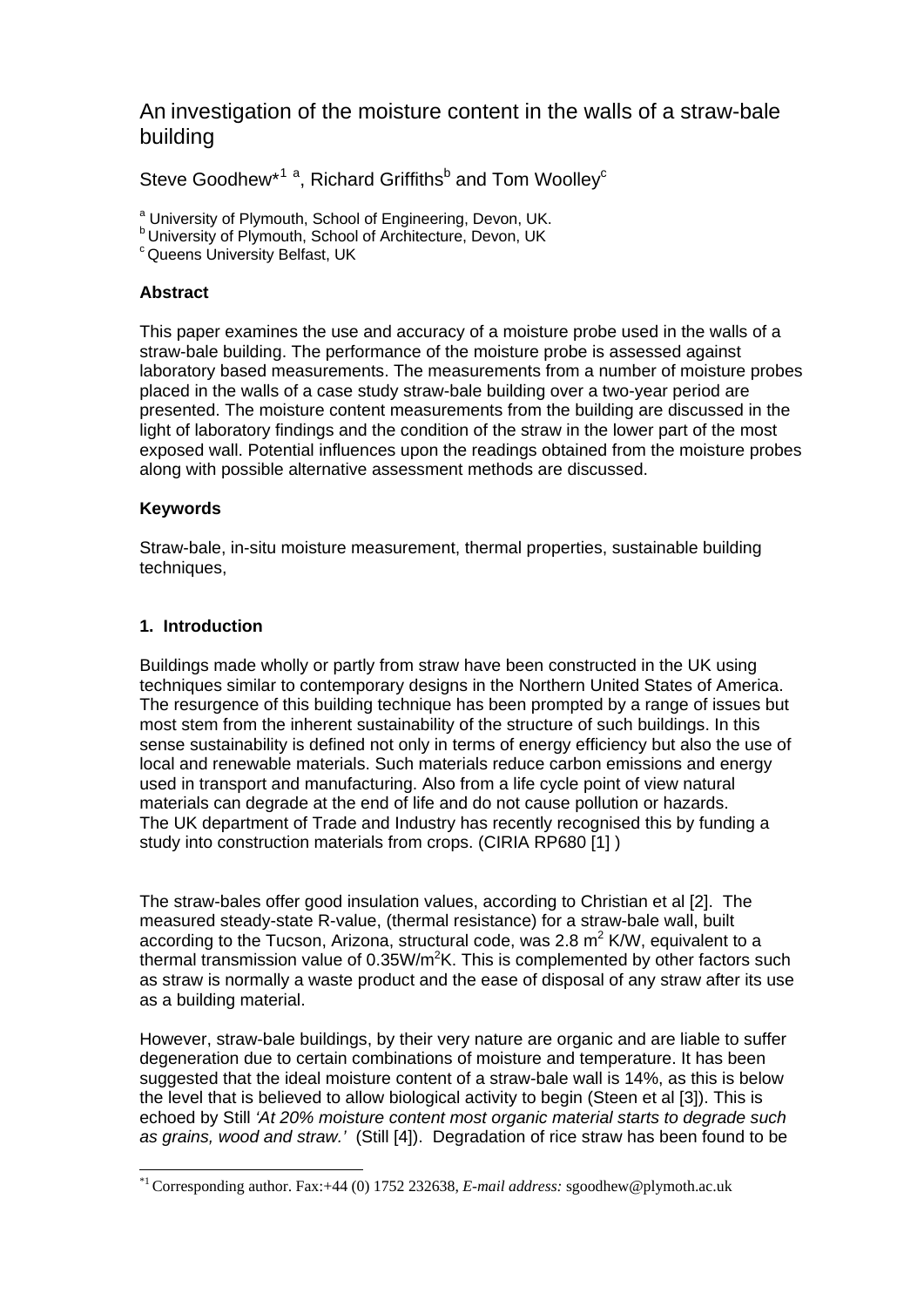# An investigation of the moisture content in the walls of a straw-bale building

Steve Goodhew*[1] [a], Richard Griffiths[b] and Tom Woolley[c]

[a] University of Plymouth, School of Engineering, Devon, UK.
[b] University of Plymouth, School of Architecture, Devon, UK
[c] Queens University Belfast, UK

### Abstract

This paper examines the use and accuracy of a moisture probe used in the walls of a straw-bale building. The performance of the moisture probe is assessed against laboratory based measurements. The measurements from a number of moisture probes placed in the walls of a case study straw-bale building over a two-year period are presented. The moisture content measurements from the building are discussed in the light of laboratory findings and the condition of the straw in the lower part of the most exposed wall. Potential influences upon the readings obtained from the moisture probes along with possible alternative assessment methods are discussed.

### Keywords

Straw-bale, in-situ moisture measurement, thermal properties, sustainable building techniques,

### 1. Introduction

Buildings made wholly or partly from straw have been constructed in the UK using techniques similar to contemporary designs in the Northern United States of America. The resurgence of this building technique has been prompted by a range of issues but most stem from the inherent sustainability of the structure of such buildings. In this sense sustainability is defined not only in terms of energy efficiency but also the use of local and renewable materials. Such materials reduce carbon emissions and energy used in transport and manufacturing. Also from a life cycle point of view natural materials can degrade at the end of life and do not cause pollution or hazards. The UK department of Trade and Industry has recently recognised this by funding a study into construction materials from crops. (CIRIA RP680 [1] )

The straw-bales offer good insulation values, according to Christian et al [2]. The measured steady-state R-value, (thermal resistance) for a straw-bale wall, built according to the Tucson, Arizona, structural code, was 2.8 $m^2$ K/W, equivalent to a thermal transmission value of 0.35W/$m^2$K. This is complemented by other factors such as straw is normally a waste product and the ease of disposal of any straw after its use as a building material.

However, straw-bale buildings, by their very nature are organic and are liable to suffer degeneration due to certain combinations of moisture and temperature. It has been suggested that the ideal moisture content of a straw-bale wall is 14%, as this is below the level that is believed to allow biological activity to begin (Steen et al [3]). This is echoed by Still *'At 20% moisture content most organic material starts to degrade such as grains, wood and straw.'* (Still [4]). Degradation of rice straw has been found to be

---

*[1] Corresponding author. Fax:+44 (0) 1752 232638, *E-mail address:* sgoodhew@plymoth.ac.uk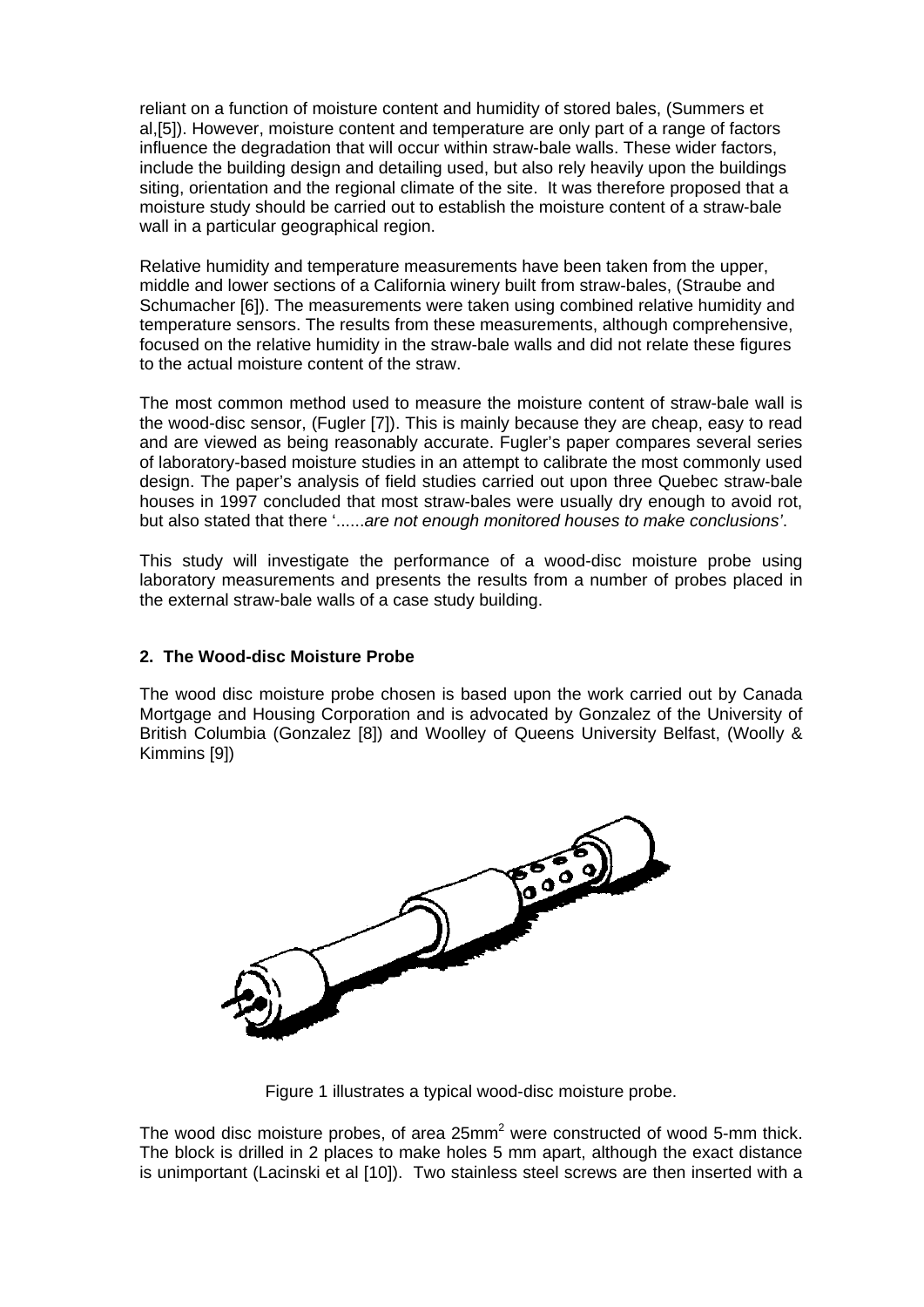reliant on a function of moisture content and humidity of stored bales, (Summers et al,[5]). However, moisture content and temperature are only part of a range of factors influence the degradation that will occur within straw-bale walls. These wider factors, include the building design and detailing used, but also rely heavily upon the buildings siting, orientation and the regional climate of the site. It was therefore proposed that a moisture study should be carried out to establish the moisture content of a straw-bale wall in a particular geographical region.

Relative humidity and temperature measurements have been taken from the upper, middle and lower sections of a California winery built from straw-bales, (Straube and Schumacher [6]). The measurements were taken using combined relative humidity and temperature sensors. The results from these measurements, although comprehensive, focused on the relative humidity in the straw-bale walls and did not relate these figures to the actual moisture content of the straw.

The most common method used to measure the moisture content of straw-bale wall is the wood-disc sensor, (Fugler [7]). This is mainly because they are cheap, easy to read and are viewed as being reasonably accurate. Fugler's paper compares several series of laboratory-based moisture studies in an attempt to calibrate the most commonly used design. The paper's analysis of field studies carried out upon three Quebec straw-bale houses in 1997 concluded that most straw-bales were usually dry enough to avoid rot, but also stated that there '......*are not enough monitored houses to make conclusions'*.

This study will investigate the performance of a wood-disc moisture probe using laboratory measurements and presents the results from a number of probes placed in the external straw-bale walls of a case study building.

## 2. The Wood-disc Moisture Probe

The wood disc moisture probe chosen is based upon the work carried out by Canada Mortgage and Housing Corporation and is advocated by Gonzalez of the University of British Columbia (Gonzalez [8]) and Woolley of Queens University Belfast, (Woolly & Kimmins [9])

Figure 1 illustrates a typical wood-disc moisture probe.

The wood disc moisture probes, of area 25mm$^2$ were constructed of wood 5-mm thick. The block is drilled in 2 places to make holes 5 mm apart, although the exact distance is unimportant (Lacinski et al [10]). Two stainless steel screws are then inserted with a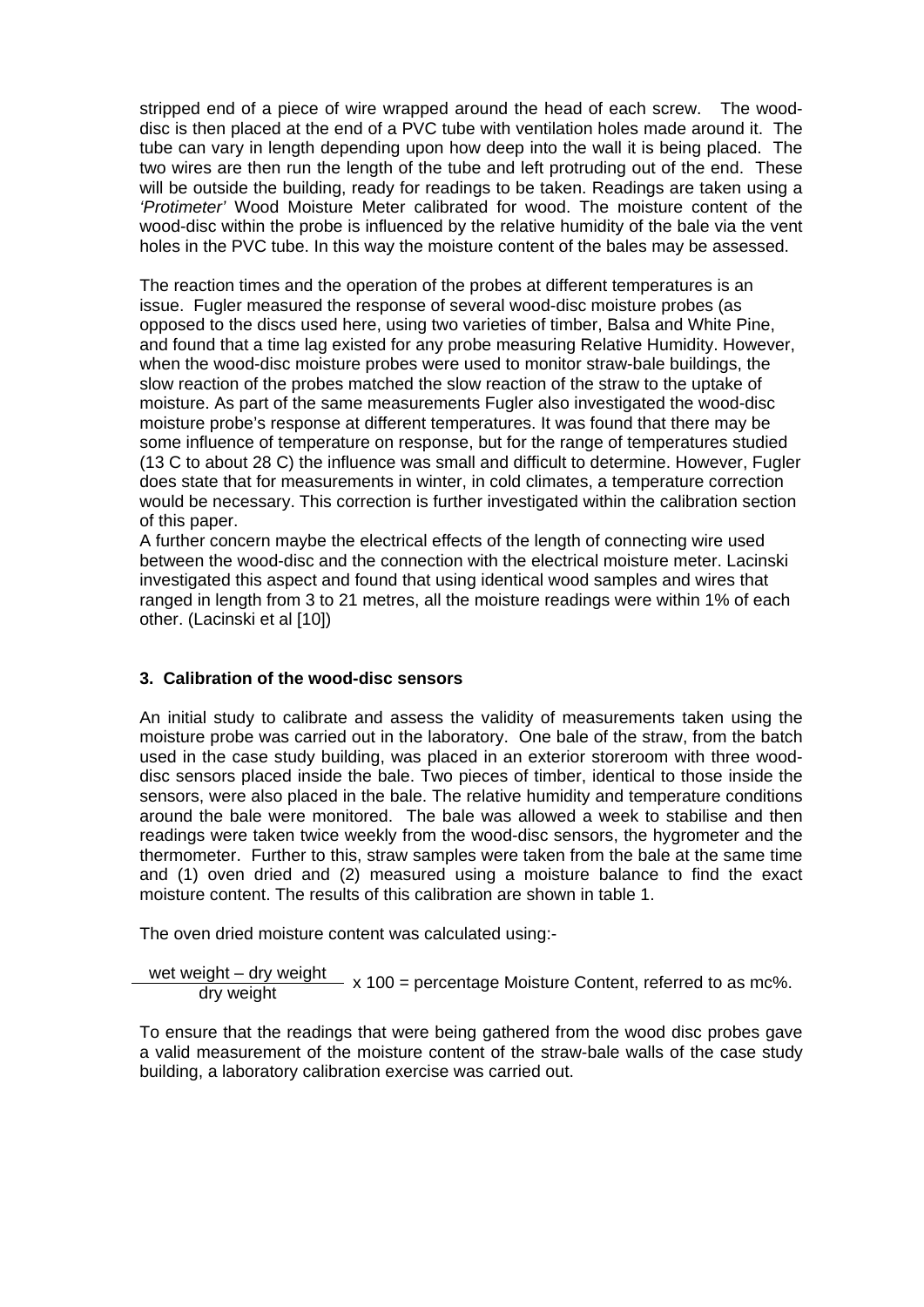stripped end of a piece of wire wrapped around the head of each screw. The wood-disc is then placed at the end of a PVC tube with ventilation holes made around it. The tube can vary in length depending upon how deep into the wall it is being placed. The two wires are then run the length of the tube and left protruding out of the end. These will be outside the building, ready for readings to be taken. Readings are taken using a *'Protimeter'* Wood Moisture Meter calibrated for wood. The moisture content of the wood-disc within the probe is influenced by the relative humidity of the bale via the vent holes in the PVC tube. In this way the moisture content of the bales may be assessed.

The reaction times and the operation of the probes at different temperatures is an issue. Fugler measured the response of several wood-disc moisture probes (as opposed to the discs used here, using two varieties of timber, Balsa and White Pine, and found that a time lag existed for any probe measuring Relative Humidity. However, when the wood-disc moisture probes were used to monitor straw-bale buildings, the slow reaction of the probes matched the slow reaction of the straw to the uptake of moisture. As part of the same measurements Fugler also investigated the wood-disc moisture probe's response at different temperatures. It was found that there may be some influence of temperature on response, but for the range of temperatures studied (13 C to about 28 C) the influence was small and difficult to determine. However, Fugler does state that for measurements in winter, in cold climates, a temperature correction would be necessary. This correction is further investigated within the calibration section of this paper.

A further concern maybe the electrical effects of the length of connecting wire used between the wood-disc and the connection with the electrical moisture meter. Lacinski investigated this aspect and found that using identical wood samples and wires that ranged in length from 3 to 21 metres, all the moisture readings were within 1% of each other. (Lacinski et al [10])

### 3. Calibration of the wood-disc sensors

An initial study to calibrate and assess the validity of measurements taken using the moisture probe was carried out in the laboratory. One bale of the straw, from the batch used in the case study building, was placed in an exterior storeroom with three wood-disc sensors placed inside the bale. Two pieces of timber, identical to those inside the sensors, were also placed in the bale. The relative humidity and temperature conditions around the bale were monitored. The bale was allowed a week to stabilise and then readings were taken twice weekly from the wood-disc sensors, the hygrometer and the thermometer. Further to this, straw samples were taken from the bale at the same time and (1) oven dried and (2) measured using a moisture balance to find the exact moisture content. The results of this calibration are shown in table 1.

The oven dried moisture content was calculated using:-

$$\frac{\text{wet weight} - \text{dry weight}}{\text{dry weight}} \times 100 = \text{percentage Moisture Content, referred to as mc\%.}$$

To ensure that the readings that were being gathered from the wood disc probes gave a valid measurement of the moisture content of the straw-bale walls of the case study building, a laboratory calibration exercise was carried out.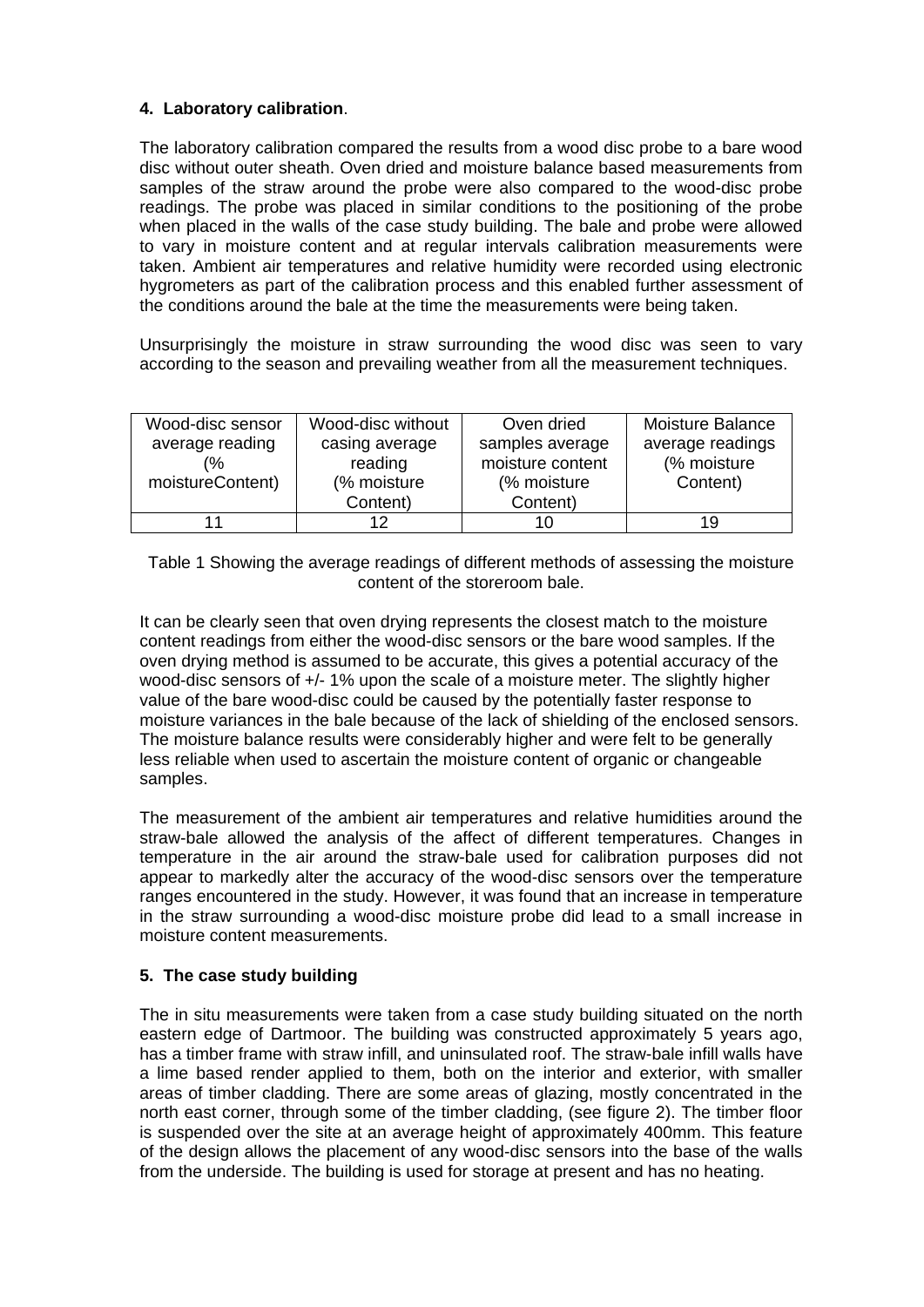## 4. Laboratory calibration.

The laboratory calibration compared the results from a wood disc probe to a bare wood disc without outer sheath. Oven dried and moisture balance based measurements from samples of the straw around the probe were also compared to the wood-disc probe readings. The probe was placed in similar conditions to the positioning of the probe when placed in the walls of the case study building. The bale and probe were allowed to vary in moisture content and at regular intervals calibration measurements were taken. Ambient air temperatures and relative humidity were recorded using electronic hygrometers as part of the calibration process and this enabled further assessment of the conditions around the bale at the time the measurements were being taken.

Unsurprisingly the moisture in straw surrounding the wood disc was seen to vary according to the season and prevailing weather from all the measurement techniques.

| Wood-disc sensor average reading (% moistureContent) | Wood-disc without casing average reading (% moisture Content) | Oven dried samples average moisture content (% moisture Content) | Moisture Balance average readings (% moisture Content) |
|---|---|---|---|
| 11 | 12 | 10 | 19 |

Table 1 Showing the average readings of different methods of assessing the moisture content of the storeroom bale.

It can be clearly seen that oven drying represents the closest match to the moisture content readings from either the wood-disc sensors or the bare wood samples. If the oven drying method is assumed to be accurate, this gives a potential accuracy of the wood-disc sensors of +/- 1% upon the scale of a moisture meter. The slightly higher value of the bare wood-disc could be caused by the potentially faster response to moisture variances in the bale because of the lack of shielding of the enclosed sensors. The moisture balance results were considerably higher and were felt to be generally less reliable when used to ascertain the moisture content of organic or changeable samples.

The measurement of the ambient air temperatures and relative humidities around the straw-bale allowed the analysis of the affect of different temperatures. Changes in temperature in the air around the straw-bale used for calibration purposes did not appear to markedly alter the accuracy of the wood-disc sensors over the temperature ranges encountered in the study. However, it was found that an increase in temperature in the straw surrounding a wood-disc moisture probe did lead to a small increase in moisture content measurements.

## 5. The case study building

The in situ measurements were taken from a case study building situated on the north eastern edge of Dartmoor. The building was constructed approximately 5 years ago, has a timber frame with straw infill, and uninsulated roof. The straw-bale infill walls have a lime based render applied to them, both on the interior and exterior, with smaller areas of timber cladding. There are some areas of glazing, mostly concentrated in the north east corner, through some of the timber cladding, (see figure 2). The timber floor is suspended over the site at an average height of approximately 400mm. This feature of the design allows the placement of any wood-disc sensors into the base of the walls from the underside. The building is used for storage at present and has no heating.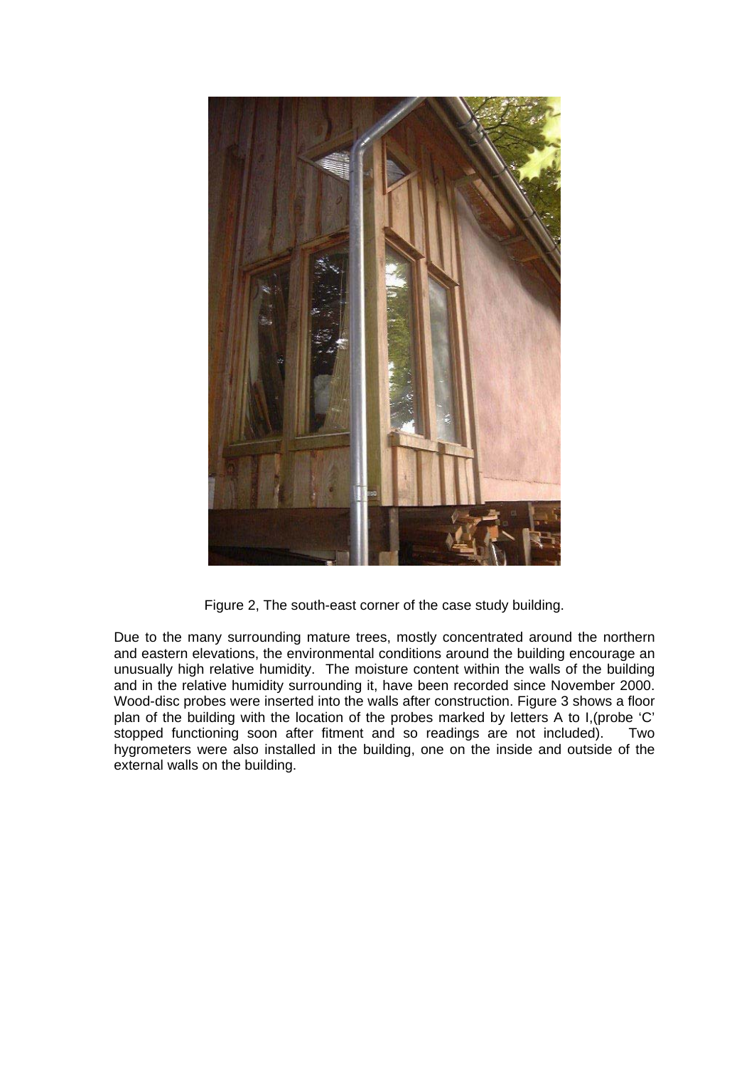Figure 2, The south-east corner of the case study building.

Due to the many surrounding mature trees, mostly concentrated around the northern and eastern elevations, the environmental conditions around the building encourage an unusually high relative humidity. The moisture content within the walls of the building and in the relative humidity surrounding it, have been recorded since November 2000. Wood-disc probes were inserted into the walls after construction. Figure 3 shows a floor plan of the building with the location of the probes marked by letters A to I,(probe 'C' stopped functioning soon after fitment and so readings are not included). Two hygrometers were also installed in the building, one on the inside and outside of the external walls on the building.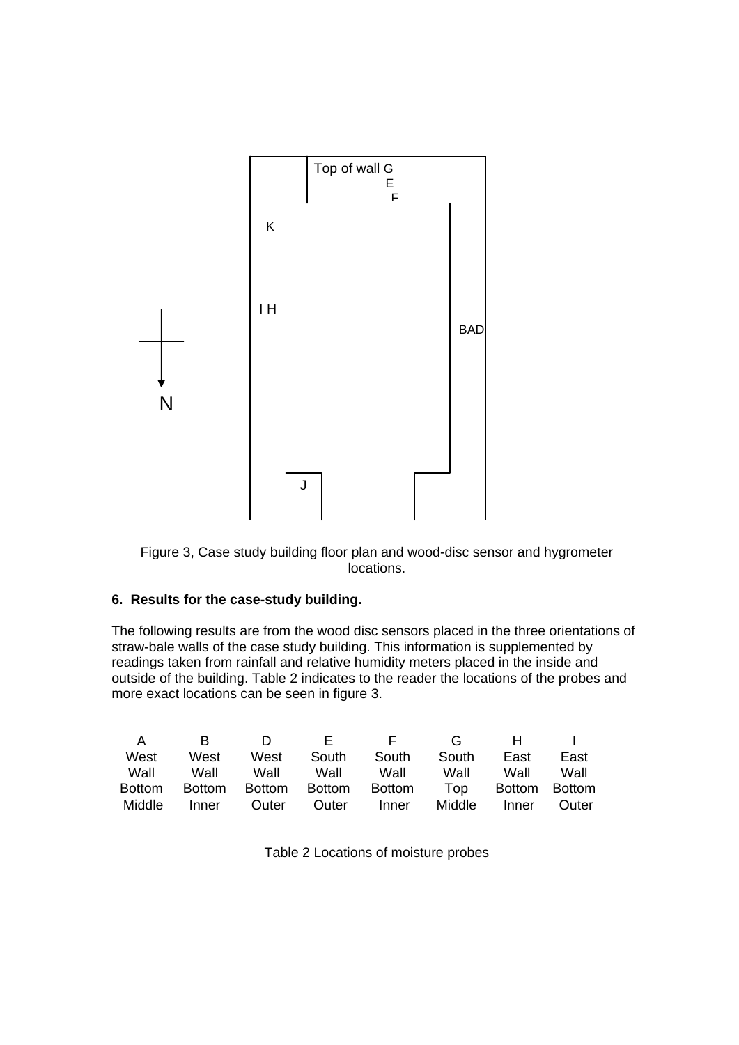Top of wall G
E
F

K

I H

BAD

N

J

Figure 3, Case study building floor plan and wood-disc sensor and hygrometer locations.

## 6. Results for the case-study building.

The following results are from the wood disc sensors placed in the three orientations of straw-bale walls of the case study building. This information is supplemented by readings taken from rainfall and relative humidity meters placed in the inside and outside of the building. Table 2 indicates to the reader the locations of the probes and more exact locations can be seen in figure 3.

| A | B | D | E | F | G | H | I |
|---|---|---|---|---|---|---|---|
| West Wall Bottom Middle | West Wall Bottom Inner | West Wall Bottom Outer | South Wall Bottom Outer | South Wall Bottom Inner | South Wall Top Middle | East Wall Bottom Inner | East Wall Bottom Outer |

Table 2 Locations of moisture probes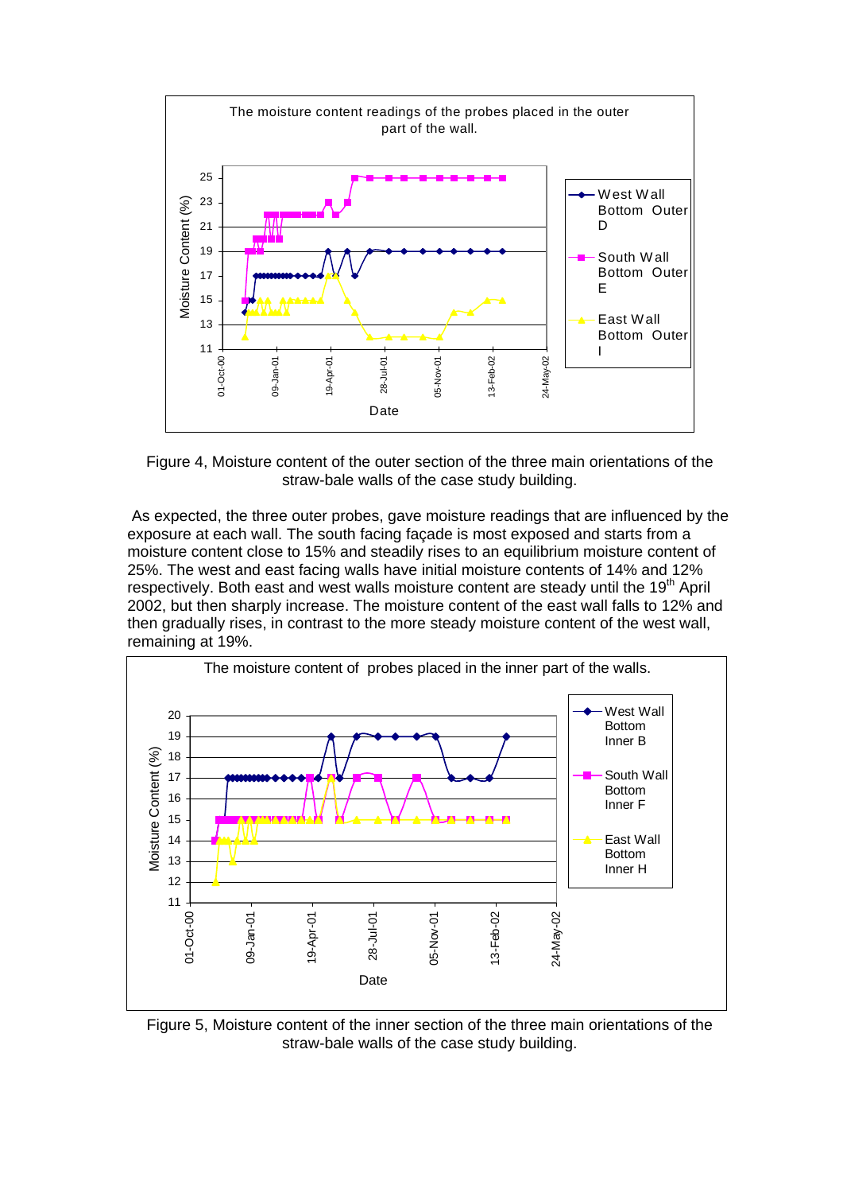Figure 4, Moisture content of the outer section of the three main orientations of the straw-bale walls of the case study building.

As expected, the three outer probes, gave moisture readings that are influenced by the exposure at each wall. The south facing façade is most exposed and starts from a moisture content close to 15% and steadily rises to an equilibrium moisture content of 25%. The west and east facing walls have initial moisture contents of 14% and 12% respectively. Both east and west walls moisture content are steady until the 19th April 2002, but then sharply increase. The moisture content of the east wall falls to 12% and then gradually rises, in contrast to the more steady moisture content of the west wall, remaining at 19%.

Figure 5, Moisture content of the inner section of the three main orientations of the straw-bale walls of the case study building.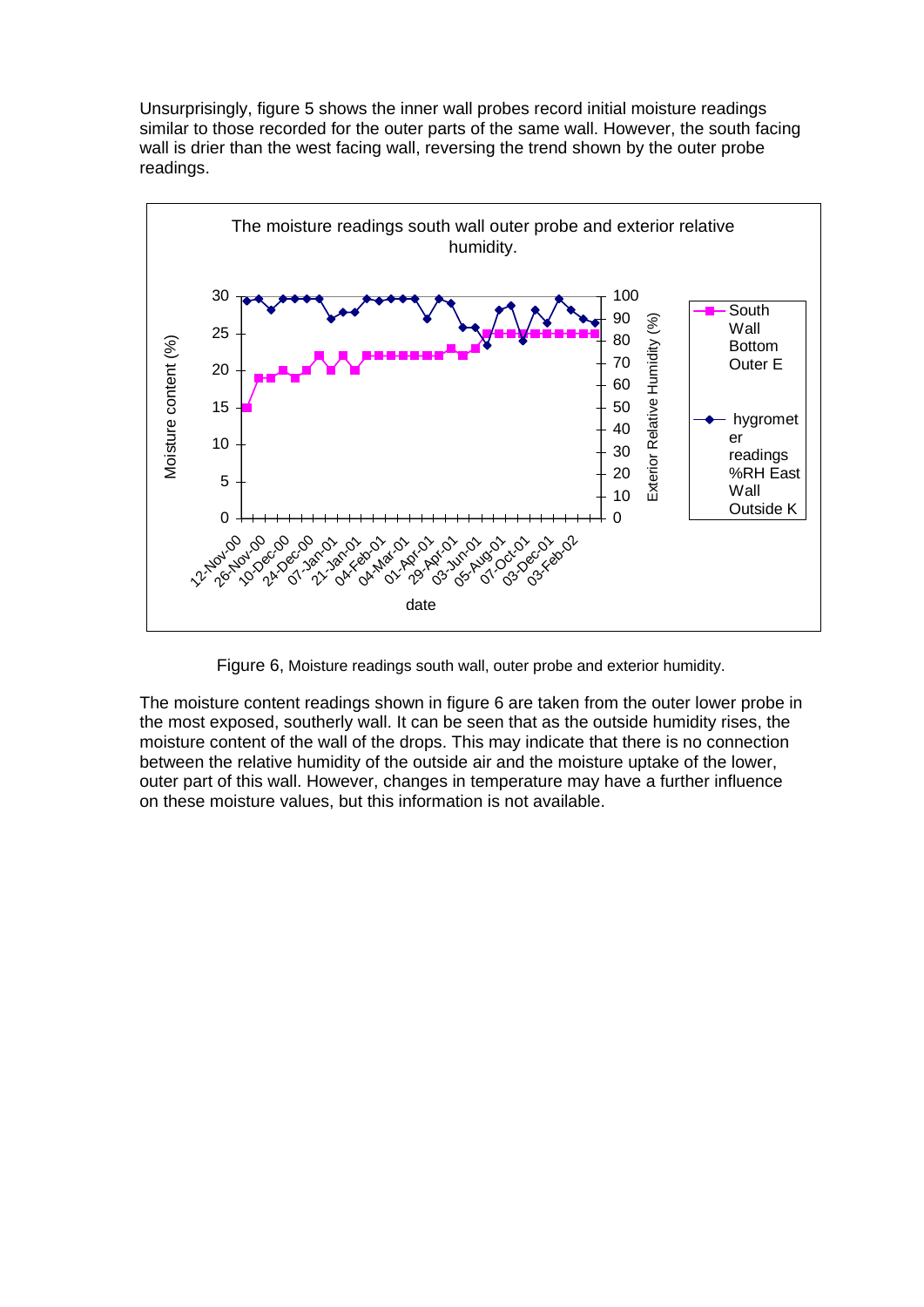Unsurprisingly, figure 5 shows the inner wall probes record initial moisture readings similar to those recorded for the outer parts of the same wall. However, the south facing wall is drier than the west facing wall, reversing the trend shown by the outer probe readings.

Figure 6, Moisture readings south wall, outer probe and exterior humidity.

The moisture content readings shown in figure 6 are taken from the outer lower probe in the most exposed, southerly wall. It can be seen that as the outside humidity rises, the moisture content of the wall of the drops. This may indicate that there is no connection between the relative humidity of the outside air and the moisture uptake of the lower, outer part of this wall. However, changes in temperature may have a further influence on these moisture values, but this information is not available.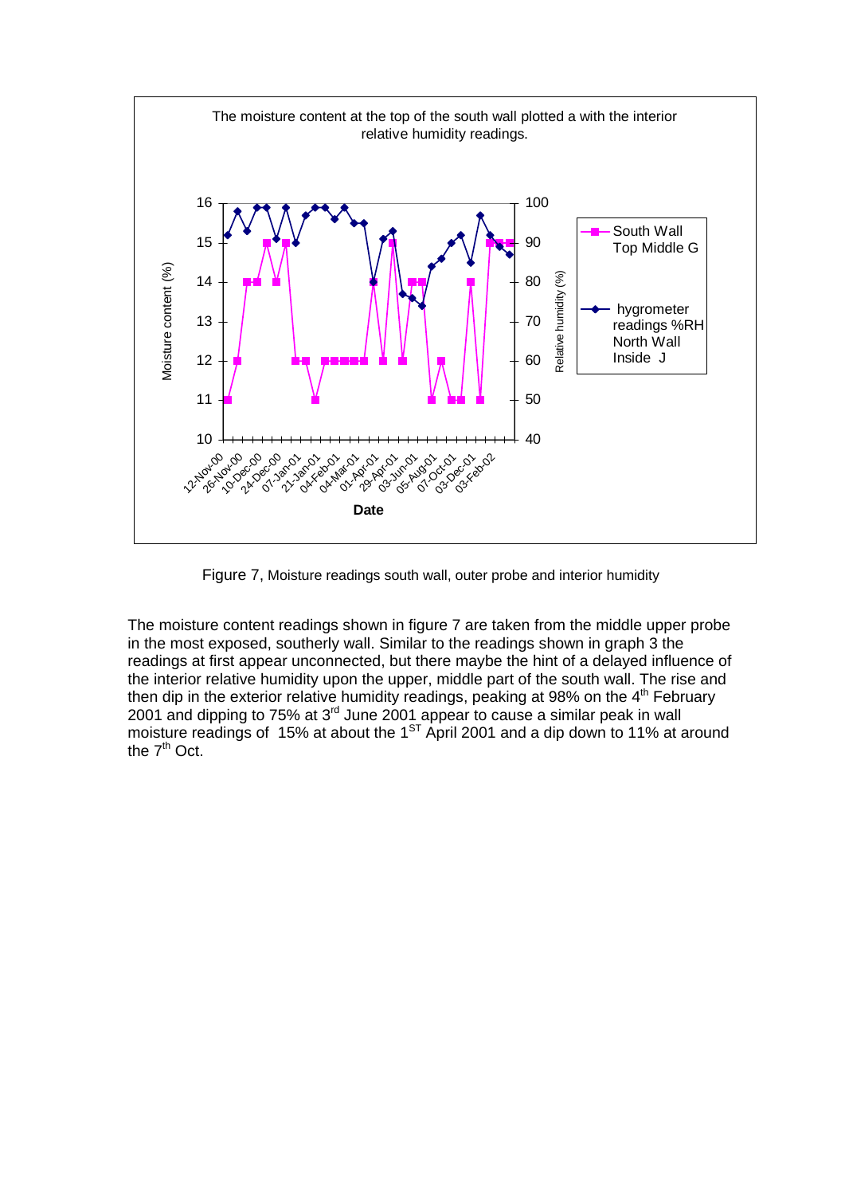Figure 7, Moisture readings south wall, outer probe and interior humidity

The moisture content readings shown in figure 7 are taken from the middle upper probe in the most exposed, southerly wall. Similar to the readings shown in graph 3 the readings at first appear unconnected, but there maybe the hint of a delayed influence of the interior relative humidity upon the upper, middle part of the south wall. The rise and then dip in the exterior relative humidity readings, peaking at 98% on the 4th February 2001 and dipping to 75% at 3rd June 2001 appear to cause a similar peak in wall moisture readings of 15% at about the 1ST April 2001 and a dip down to 11% at around the 7th Oct.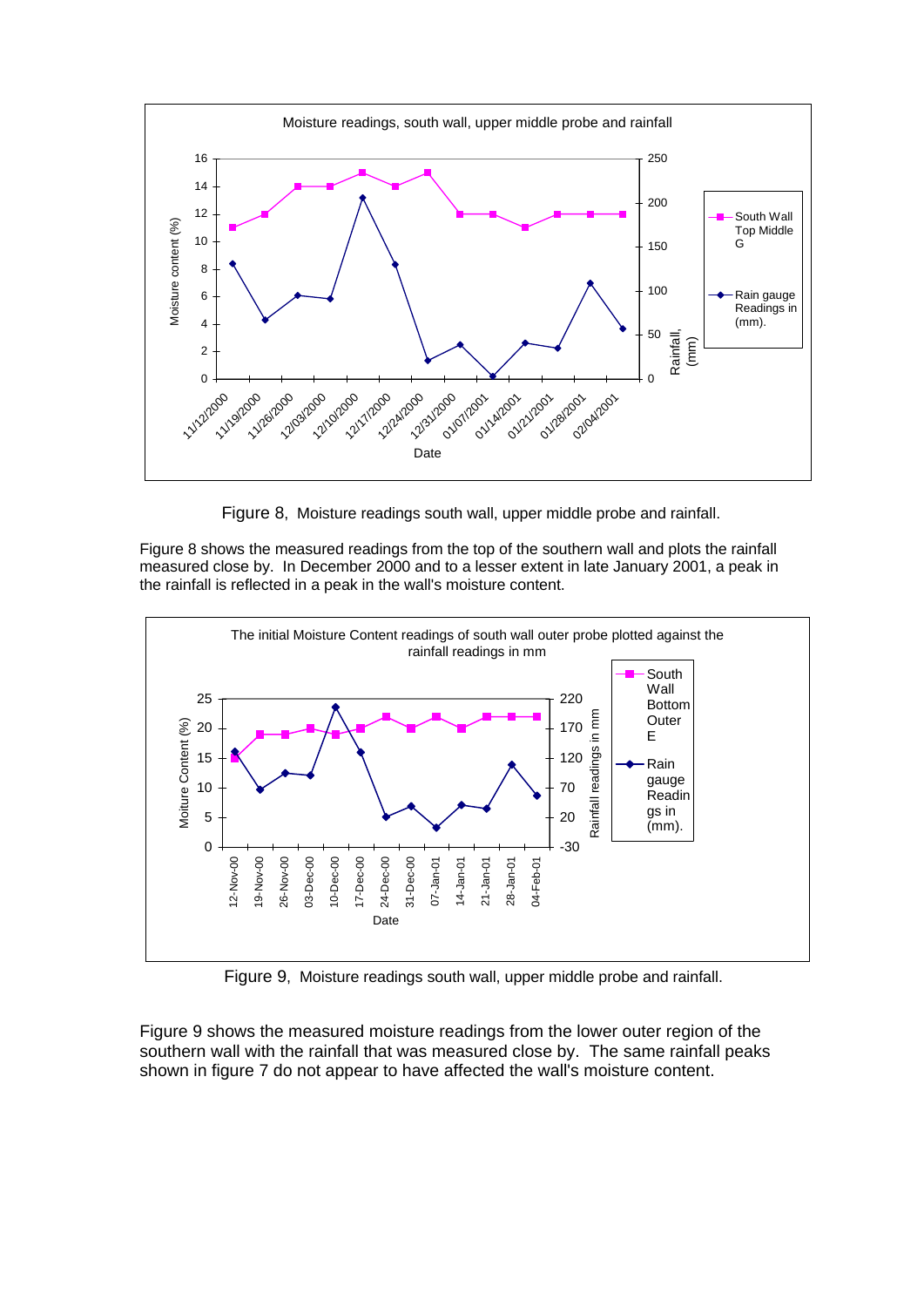Figure 8, Moisture readings south wall, upper middle probe and rainfall.

Figure 8 shows the measured readings from the top of the southern wall and plots the rainfall measured close by. In December 2000 and to a lesser extent in late January 2001, a peak in the rainfall is reflected in a peak in the wall's moisture content.

Figure 9, Moisture readings south wall, upper middle probe and rainfall.

Figure 9 shows the measured moisture readings from the lower outer region of the southern wall with the rainfall that was measured close by. The same rainfall peaks shown in figure 7 do not appear to have affected the wall's moisture content.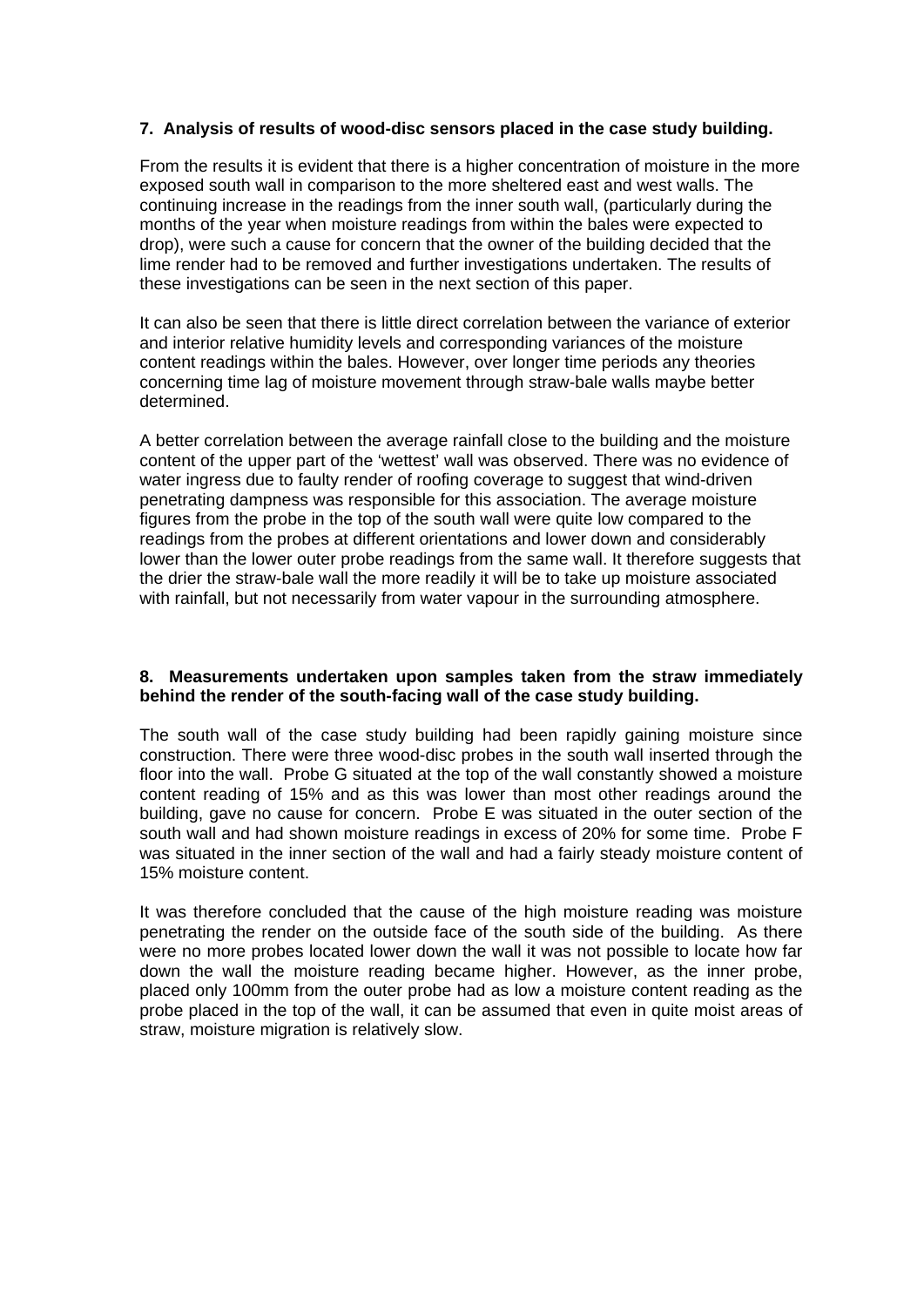## 7. Analysis of results of wood-disc sensors placed in the case study building.

From the results it is evident that there is a higher concentration of moisture in the more exposed south wall in comparison to the more sheltered east and west walls. The continuing increase in the readings from the inner south wall, (particularly during the months of the year when moisture readings from within the bales were expected to drop), were such a cause for concern that the owner of the building decided that the lime render had to be removed and further investigations undertaken. The results of these investigations can be seen in the next section of this paper.

It can also be seen that there is little direct correlation between the variance of exterior and interior relative humidity levels and corresponding variances of the moisture content readings within the bales. However, over longer time periods any theories concerning time lag of moisture movement through straw-bale walls maybe better determined.

A better correlation between the average rainfall close to the building and the moisture content of the upper part of the 'wettest' wall was observed. There was no evidence of water ingress due to faulty render of roofing coverage to suggest that wind-driven penetrating dampness was responsible for this association. The average moisture figures from the probe in the top of the south wall were quite low compared to the readings from the probes at different orientations and lower down and considerably lower than the lower outer probe readings from the same wall. It therefore suggests that the drier the straw-bale wall the more readily it will be to take up moisture associated with rainfall, but not necessarily from water vapour in the surrounding atmosphere.

## 8. Measurements undertaken upon samples taken from the straw immediately behind the render of the south-facing wall of the case study building.

The south wall of the case study building had been rapidly gaining moisture since construction. There were three wood-disc probes in the south wall inserted through the floor into the wall. Probe G situated at the top of the wall constantly showed a moisture content reading of 15% and as this was lower than most other readings around the building, gave no cause for concern. Probe E was situated in the outer section of the south wall and had shown moisture readings in excess of 20% for some time. Probe F was situated in the inner section of the wall and had a fairly steady moisture content of 15% moisture content.

It was therefore concluded that the cause of the high moisture reading was moisture penetrating the render on the outside face of the south side of the building. As there were no more probes located lower down the wall it was not possible to locate how far down the wall the moisture reading became higher. However, as the inner probe, placed only 100mm from the outer probe had as low a moisture content reading as the probe placed in the top of the wall, it can be assumed that even in quite moist areas of straw, moisture migration is relatively slow.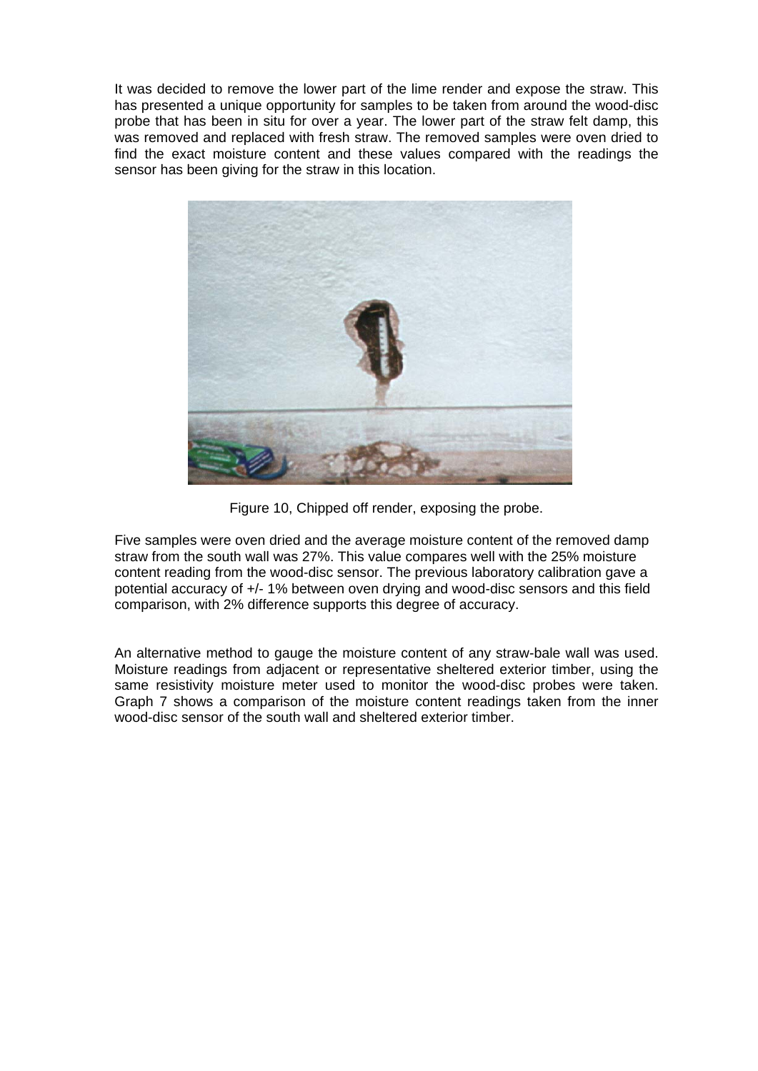It was decided to remove the lower part of the lime render and expose the straw. This has presented a unique opportunity for samples to be taken from around the wood-disc probe that has been in situ for over a year. The lower part of the straw felt damp, this was removed and replaced with fresh straw. The removed samples were oven dried to find the exact moisture content and these values compared with the readings the sensor has been giving for the straw in this location.

Figure 10, Chipped off render, exposing the probe.

Five samples were oven dried and the average moisture content of the removed damp straw from the south wall was 27%. This value compares well with the 25% moisture content reading from the wood-disc sensor. The previous laboratory calibration gave a potential accuracy of +/- 1% between oven drying and wood-disc sensors and this field comparison, with 2% difference supports this degree of accuracy.

An alternative method to gauge the moisture content of any straw-bale wall was used. Moisture readings from adjacent or representative sheltered exterior timber, using the same resistivity moisture meter used to monitor the wood-disc probes were taken. Graph 7 shows a comparison of the moisture content readings taken from the inner wood-disc sensor of the south wall and sheltered exterior timber.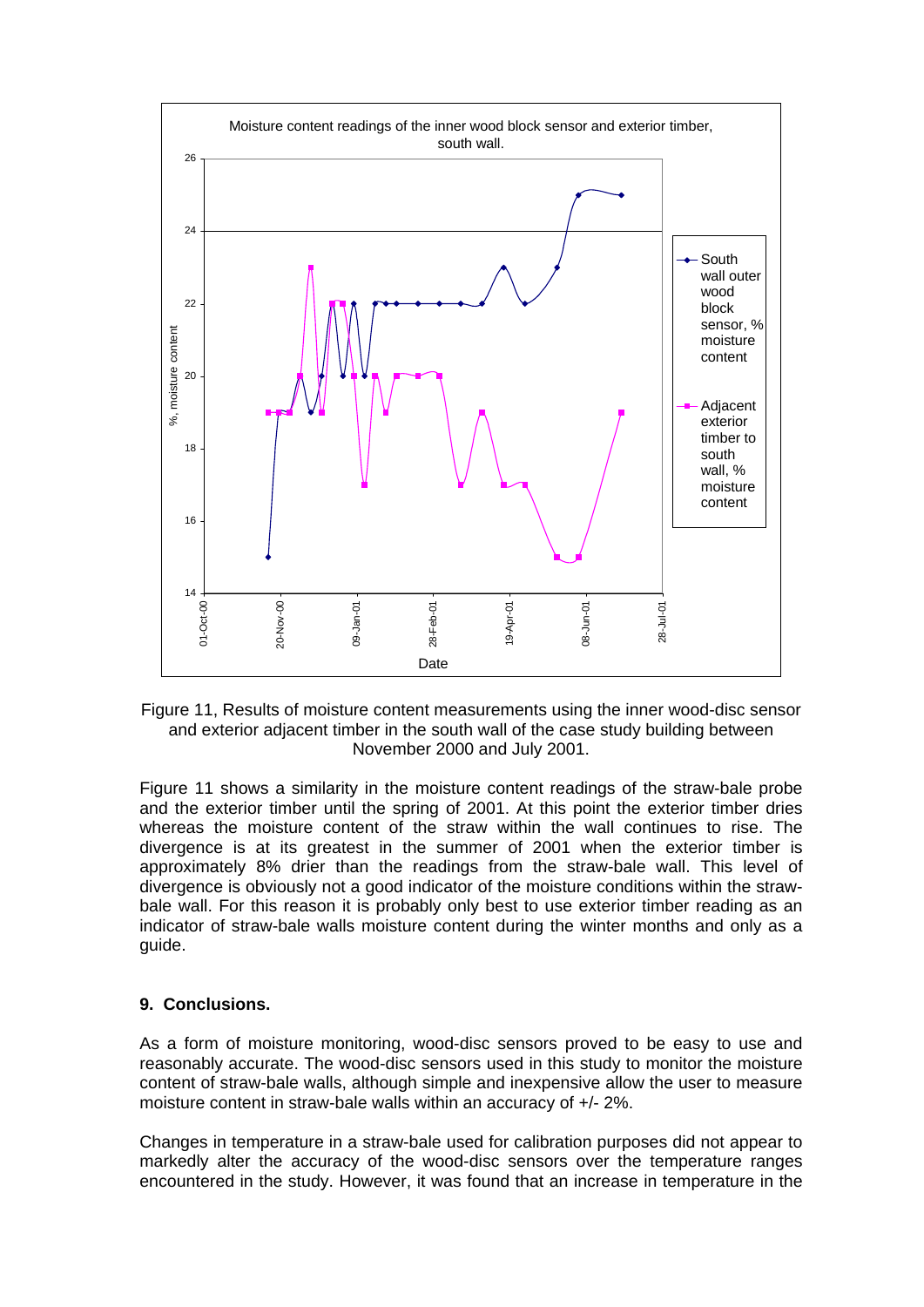Figure 11, Results of moisture content measurements using the inner wood-disc sensor and exterior adjacent timber in the south wall of the case study building between November 2000 and July 2001.

Figure 11 shows a similarity in the moisture content readings of the straw-bale probe and the exterior timber until the spring of 2001. At this point the exterior timber dries whereas the moisture content of the straw within the wall continues to rise. The divergence is at its greatest in the summer of 2001 when the exterior timber is approximately 8% drier than the readings from the straw-bale wall. This level of divergence is obviously not a good indicator of the moisture conditions within the straw-bale wall. For this reason it is probably only best to use exterior timber reading as an indicator of straw-bale walls moisture content during the winter months and only as a guide.

## 9. Conclusions.

As a form of moisture monitoring, wood-disc sensors proved to be easy to use and reasonably accurate. The wood-disc sensors used in this study to monitor the moisture content of straw-bale walls, although simple and inexpensive allow the user to measure moisture content in straw-bale walls within an accuracy of +/- 2%.

Changes in temperature in a straw-bale used for calibration purposes did not appear to markedly alter the accuracy of the wood-disc sensors over the temperature ranges encountered in the study. However, it was found that an increase in temperature in the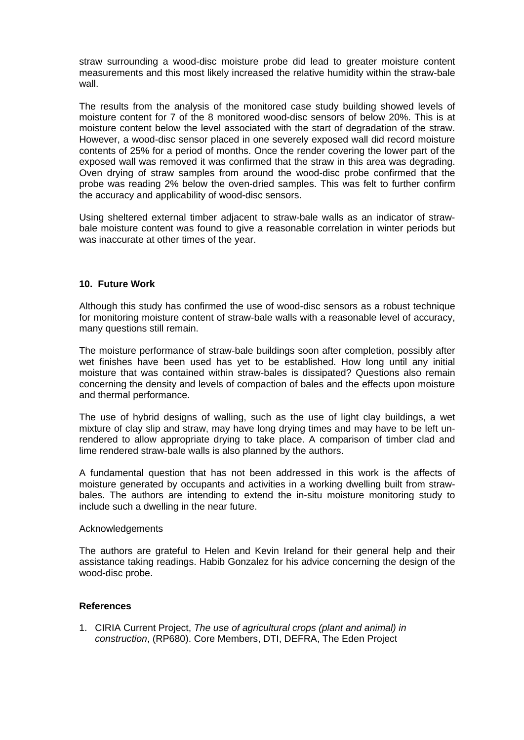straw surrounding a wood-disc moisture probe did lead to greater moisture content measurements and this most likely increased the relative humidity within the straw-bale wall.

The results from the analysis of the monitored case study building showed levels of moisture content for 7 of the 8 monitored wood-disc sensors of below 20%. This is at moisture content below the level associated with the start of degradation of the straw. However, a wood-disc sensor placed in one severely exposed wall did record moisture contents of 25% for a period of months. Once the render covering the lower part of the exposed wall was removed it was confirmed that the straw in this area was degrading. Oven drying of straw samples from around the wood-disc probe confirmed that the probe was reading 2% below the oven-dried samples. This was felt to further confirm the accuracy and applicability of wood-disc sensors.

Using sheltered external timber adjacent to straw-bale walls as an indicator of straw-bale moisture content was found to give a reasonable correlation in winter periods but was inaccurate at other times of the year.

## 10. Future Work

Although this study has confirmed the use of wood-disc sensors as a robust technique for monitoring moisture content of straw-bale walls with a reasonable level of accuracy, many questions still remain.

The moisture performance of straw-bale buildings soon after completion, possibly after wet finishes have been used has yet to be established. How long until any initial moisture that was contained within straw-bales is dissipated? Questions also remain concerning the density and levels of compaction of bales and the effects upon moisture and thermal performance.

The use of hybrid designs of walling, such as the use of light clay buildings, a wet mixture of clay slip and straw, may have long drying times and may have to be left un-rendered to allow appropriate drying to take place. A comparison of timber clad and lime rendered straw-bale walls is also planned by the authors.

A fundamental question that has not been addressed in this work is the affects of moisture generated by occupants and activities in a working dwelling built from straw-bales. The authors are intending to extend the in-situ moisture monitoring study to include such a dwelling in the near future.

Acknowledgements

The authors are grateful to Helen and Kevin Ireland for their general help and their assistance taking readings. Habib Gonzalez for his advice concerning the design of the wood-disc probe.

## References

1. CIRIA Current Project, *The use of agricultural crops (plant and animal) in construction*, (RP680). Core Members, DTI, DEFRA, The Eden Project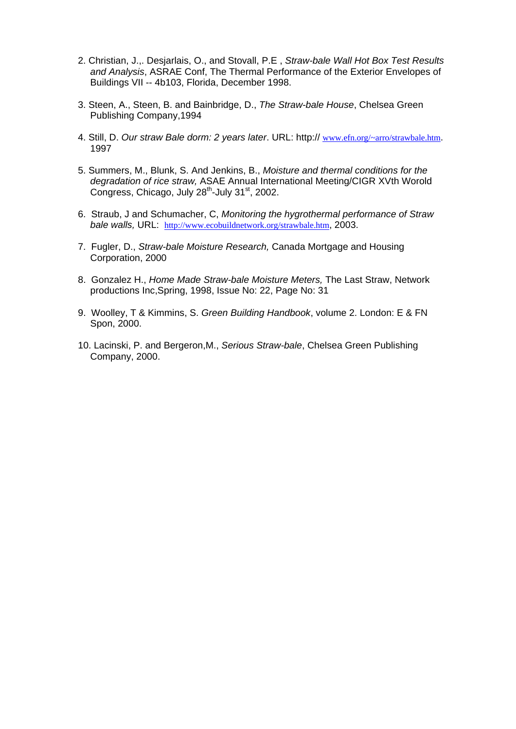2. Christian, J.,. Desjarlais, O., and Stovall, P.E , *Straw-bale Wall Hot Box Test Results and Analysis*, ASRAE Conf, The Thermal Performance of the Exterior Envelopes of Buildings VII -- 4b103, Florida, December 1998.

3. Steen, A., Steen, B. and Bainbridge, D., *The Straw-bale House*, Chelsea Green Publishing Company,1994

4. Still, D. *Our straw Bale dorm: 2 years later*. URL: http:// www.efn.org/~arro/strawbale.htm. 1997

5. Summers, M., Blunk, S. And Jenkins, B., *Moisture and thermal conditions for the degradation of rice straw,* ASAE Annual International Meeting/CIGR XVth Worold Congress, Chicago, July 28th-July 31st, 2002.

6. Straub, J and Schumacher, C, *Monitoring the hygrothermal performance of Straw bale walls,* URL: http://www.ecobuildnetwork.org/strawbale.htm, 2003.

7. Fugler, D., *Straw-bale Moisture Research,* Canada Mortgage and Housing Corporation, 2000

8. Gonzalez H., *Home Made Straw-bale Moisture Meters,* The Last Straw, Network productions Inc,Spring, 1998, Issue No: 22, Page No: 31

9. Woolley, T & Kimmins, S. *Green Building Handbook*, volume 2. London: E & FN Spon, 2000.

10. Lacinski, P. and Bergeron,M., *Serious Straw-bale*, Chelsea Green Publishing Company, 2000.